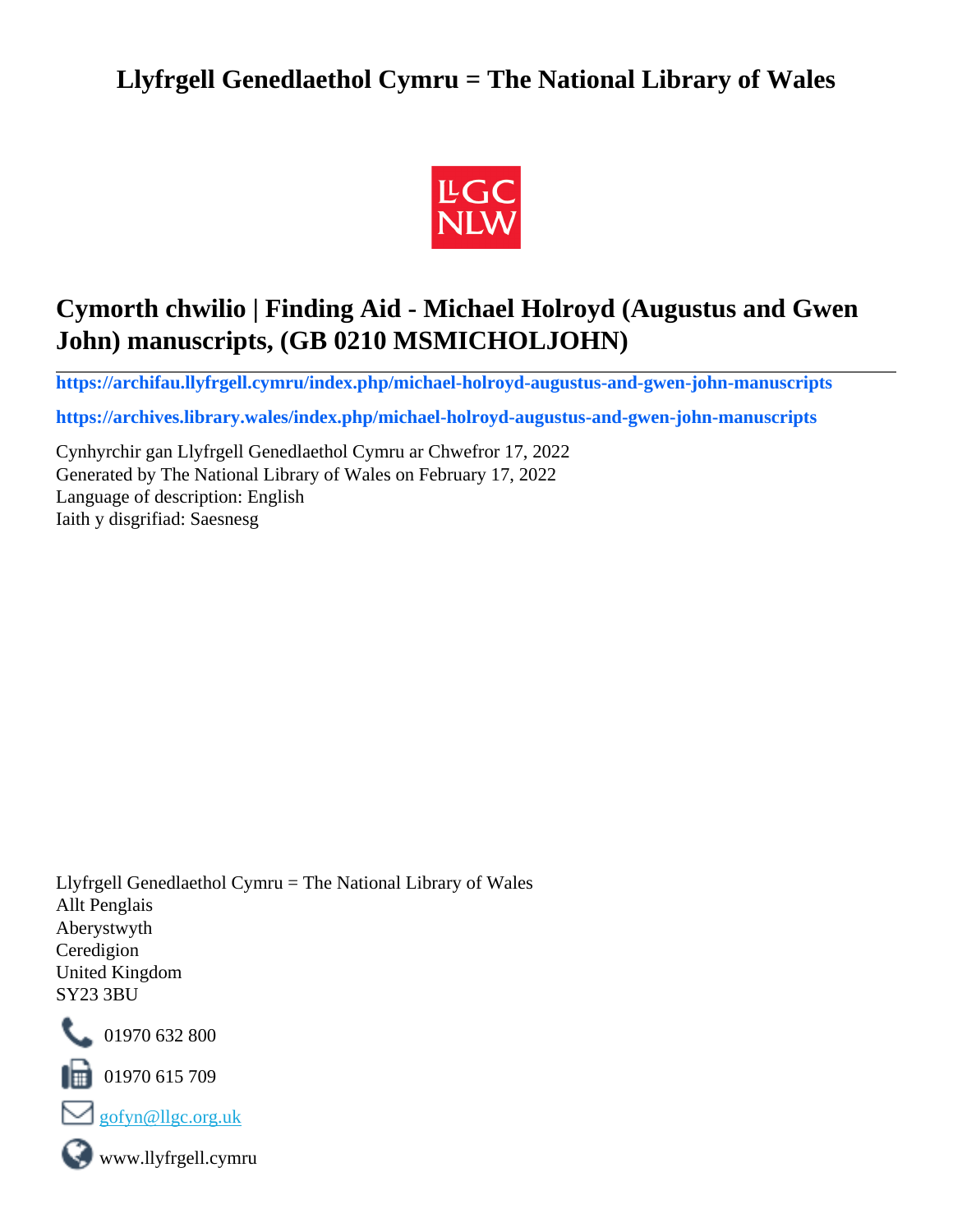# Llyfrgell Genedlaethol Cymru = The National Library of Wales

## Cymorth chwilio | Finding Aid - Michael Holroyd (Augustus and Gwen John) manuscripts, (GB 0210 MSMICHOLJOHN)

**https://archifau.llyfrgell.cymru/index.php/michael-holroyd-augustus-and-gwen-john-manuscripts**

**https://archives.library.wales/index.php/michael-holroyd-augustus-and-gwen-john-manuscripts**

Cynhyrchir gan Llyfrgell Genedlaethol Cymru ar Chwefror 17, 2022
Generated by The National Library of Wales on February 17, 2022
Language of description: English
Iaith y disgrifiad: Saesnesg

Llyfrgell Genedlaethol Cymru = The National Library of Wales
Allt Penglais
Aberystwyth
Ceredigion
United Kingdom
SY23 3BU

01970 632 800

01970 615 709

gofyn@llgc.org.uk

www.llyfrgell.cymru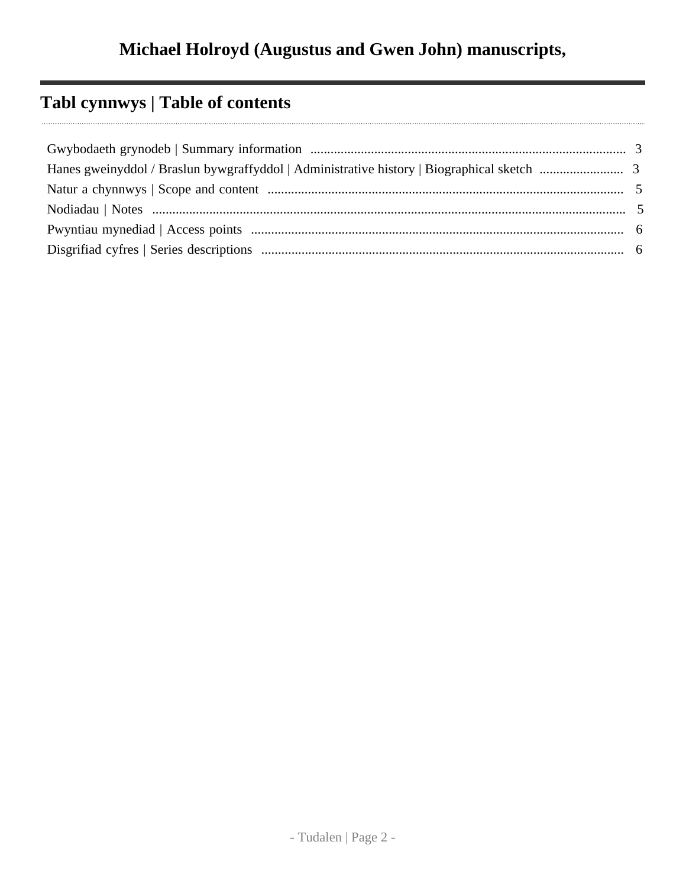# Michael Holroyd (Augustus and Gwen John) manuscripts,

## Tabl cynnwys | Table of contents

- Gwybodaeth grynodeb | Summary information ..... 3
- Hanes gweinyddol / Braslun bywgraffyddol | Administrative history | Biographical sketch ..... 3
- Natur a chynnwys | Scope and content ..... 5
- Nodiadau | Notes ..... 5
- Pwyntiau mynediad | Access points ..... 6
- Disgrifiad cyfres | Series descriptions ..... 6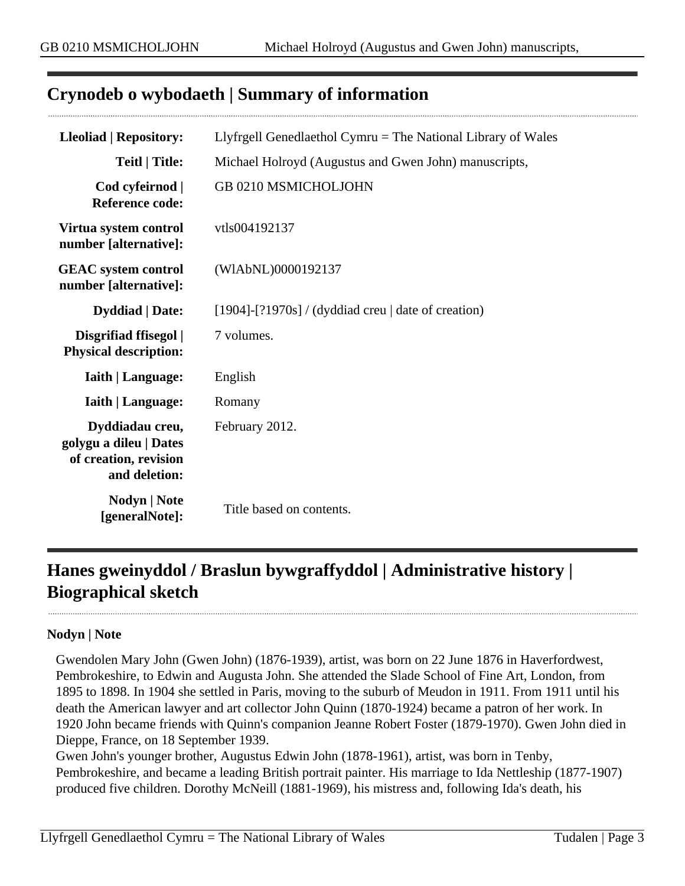## Crynodeb o wybodaeth | Summary of information

| | |
|---|---|
| **Lleoliad \| Repository:** | Llyfrgell Genedlaethol Cymru = The National Library of Wales |
| **Teitl \| Title:** | Michael Holroyd (Augustus and Gwen John) manuscripts, |
| **Cod cyfeirnod \| Reference code:** | GB 0210 MSMICHOLJOHN |
| **Virtua system control number [alternative]:** | vtls004192137 |
| **GEAC system control number [alternative]:** | (WlAbNL)0000192137 |
| **Dyddiad \| Date:** | [1904]-[?1970s] / (dyddiad creu \| date of creation) |
| **Disgrifiad ffisegol \| Physical description:** | 7 volumes. |
| **Iaith \| Language:** | English |
| **Iaith \| Language:** | Romany |
| **Dyddiadau creu, golygu a dileu \| Dates of creation, revision and deletion:** | February 2012. |
| **Nodyn \| Note [generalNote]:** | Title based on contents. |

## Hanes gweinyddol / Braslun bywgraffyddol | Administrative history | Biographical sketch

**Nodyn | Note**

Gwendolen Mary John (Gwen John) (1876-1939), artist, was born on 22 June 1876 in Haverfordwest, Pembrokeshire, to Edwin and Augusta John. She attended the Slade School of Fine Art, London, from 1895 to 1898. In 1904 she settled in Paris, moving to the suburb of Meudon in 1911. From 1911 until his death the American lawyer and art collector John Quinn (1870-1924) became a patron of her work. In 1920 John became friends with Quinn's companion Jeanne Robert Foster (1879-1970). Gwen John died in Dieppe, France, on 18 September 1939.

Gwen John's younger brother, Augustus Edwin John (1878-1961), artist, was born in Tenby, Pembrokeshire, and became a leading British portrait painter. His marriage to Ida Nettleship (1877-1907) produced five children. Dorothy McNeill (1881-1969), his mistress and, following Ida's death, his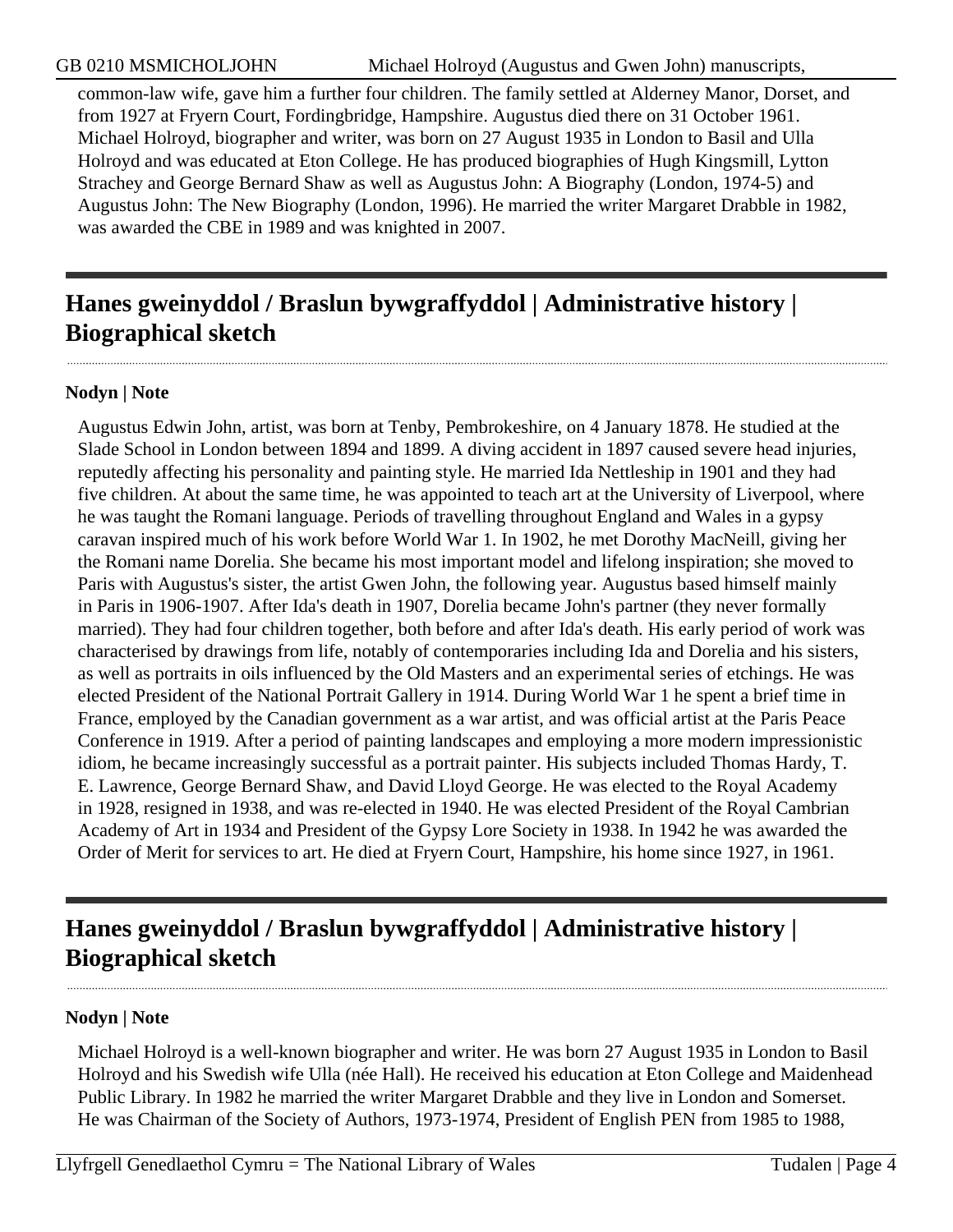common-law wife, gave him a further four children. The family settled at Alderney Manor, Dorset, and from 1927 at Fryern Court, Fordingbridge, Hampshire. Augustus died there on 31 October 1961. Michael Holroyd, biographer and writer, was born on 27 August 1935 in London to Basil and Ulla Holroyd and was educated at Eton College. He has produced biographies of Hugh Kingsmill, Lytton Strachey and George Bernard Shaw as well as Augustus John: A Biography (London, 1974-5) and Augustus John: The New Biography (London, 1996). He married the writer Margaret Drabble in 1982, was awarded the CBE in 1989 and was knighted in 2007.

## Hanes gweinyddol / Braslun bywgraffyddol | Administrative history | Biographical sketch

**Nodyn | Note**

Augustus Edwin John, artist, was born at Tenby, Pembrokeshire, on 4 January 1878. He studied at the Slade School in London between 1894 and 1899. A diving accident in 1897 caused severe head injuries, reputedly affecting his personality and painting style. He married Ida Nettleship in 1901 and they had five children. At about the same time, he was appointed to teach art at the University of Liverpool, where he was taught the Romani language. Periods of travelling throughout England and Wales in a gypsy caravan inspired much of his work before World War 1. In 1902, he met Dorothy MacNeill, giving her the Romani name Dorelia. She became his most important model and lifelong inspiration; she moved to Paris with Augustus's sister, the artist Gwen John, the following year. Augustus based himself mainly in Paris in 1906-1907. After Ida's death in 1907, Dorelia became John's partner (they never formally married). They had four children together, both before and after Ida's death. His early period of work was characterised by drawings from life, notably of contemporaries including Ida and Dorelia and his sisters, as well as portraits in oils influenced by the Old Masters and an experimental series of etchings. He was elected President of the National Portrait Gallery in 1914. During World War 1 he spent a brief time in France, employed by the Canadian government as a war artist, and was official artist at the Paris Peace Conference in 1919. After a period of painting landscapes and employing a more modern impressionistic idiom, he became increasingly successful as a portrait painter. His subjects included Thomas Hardy, T. E. Lawrence, George Bernard Shaw, and David Lloyd George. He was elected to the Royal Academy in 1928, resigned in 1938, and was re-elected in 1940. He was elected President of the Royal Cambrian Academy of Art in 1934 and President of the Gypsy Lore Society in 1938. In 1942 he was awarded the Order of Merit for services to art. He died at Fryern Court, Hampshire, his home since 1927, in 1961.

## Hanes gweinyddol / Braslun bywgraffyddol | Administrative history | Biographical sketch

**Nodyn | Note**

Michael Holroyd is a well-known biographer and writer. He was born 27 August 1935 in London to Basil Holroyd and his Swedish wife Ulla (née Hall). He received his education at Eton College and Maidenhead Public Library. In 1982 he married the writer Margaret Drabble and they live in London and Somerset. He was Chairman of the Society of Authors, 1973-1974, President of English PEN from 1985 to 1988,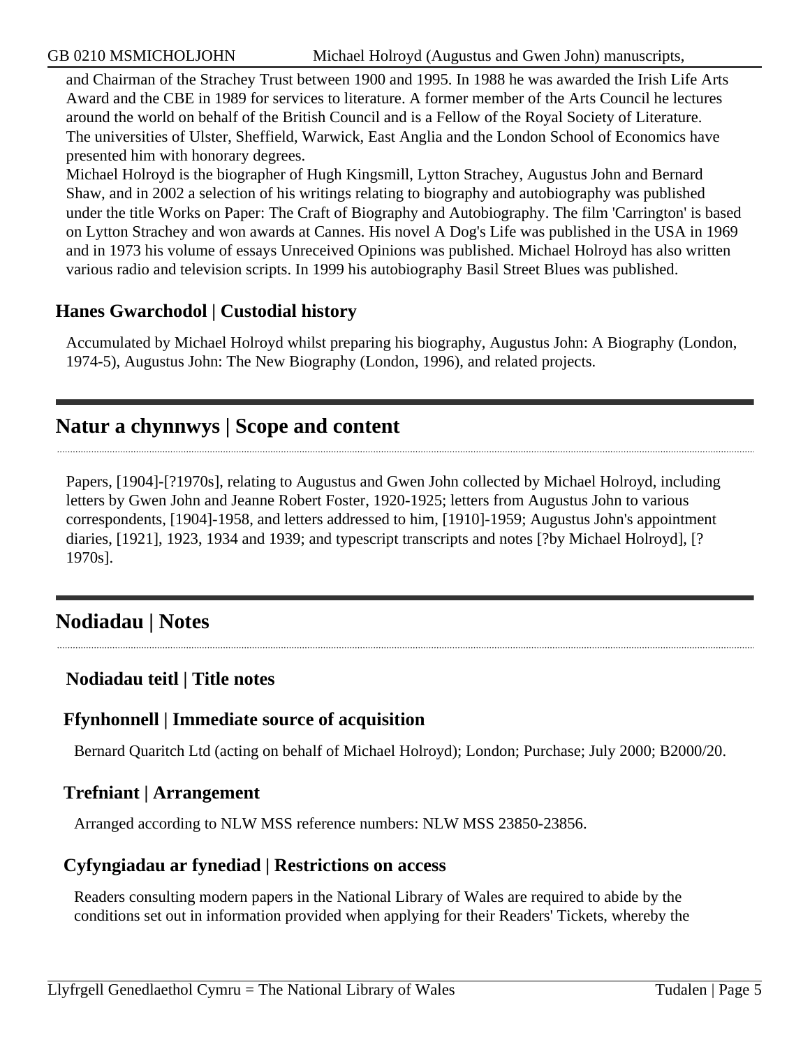and Chairman of the Strachey Trust between 1900 and 1995. In 1988 he was awarded the Irish Life Arts Award and the CBE in 1989 for services to literature. A former member of the Arts Council he lectures around the world on behalf of the British Council and is a Fellow of the Royal Society of Literature. The universities of Ulster, Sheffield, Warwick, East Anglia and the London School of Economics have presented him with honorary degrees.
Michael Holroyd is the biographer of Hugh Kingsmill, Lytton Strachey, Augustus John and Bernard Shaw, and in 2002 a selection of his writings relating to biography and autobiography was published under the title Works on Paper: The Craft of Biography and Autobiography. The film 'Carrington' is based on Lytton Strachey and won awards at Cannes. His novel A Dog's Life was published in the USA in 1969 and in 1973 his volume of essays Unreceived Opinions was published. Michael Holroyd has also written various radio and television scripts. In 1999 his autobiography Basil Street Blues was published.

### Hanes Gwarchodol | Custodial history

Accumulated by Michael Holroyd whilst preparing his biography, Augustus John: A Biography (London, 1974-5), Augustus John: The New Biography (London, 1996), and related projects.

## Natur a chynnwys | Scope and content

Papers, [1904]-[?1970s], relating to Augustus and Gwen John collected by Michael Holroyd, including letters by Gwen John and Jeanne Robert Foster, 1920-1925; letters from Augustus John to various correspondents, [1904]-1958, and letters addressed to him, [1910]-1959; Augustus John's appointment diaries, [1921], 1923, 1934 and 1939; and typescript transcripts and notes [?by Michael Holroyd], [?1970s].

## Nodiadau | Notes

### Nodiadau teitl | Title notes

### Ffynhonnell | Immediate source of acquisition

Bernard Quaritch Ltd (acting on behalf of Michael Holroyd); London; Purchase; July 2000; B2000/20.

### Trefniant | Arrangement

Arranged according to NLW MSS reference numbers: NLW MSS 23850-23856.

### Cyfyngiadau ar fynediad | Restrictions on access

Readers consulting modern papers in the National Library of Wales are required to abide by the conditions set out in information provided when applying for their Readers' Tickets, whereby the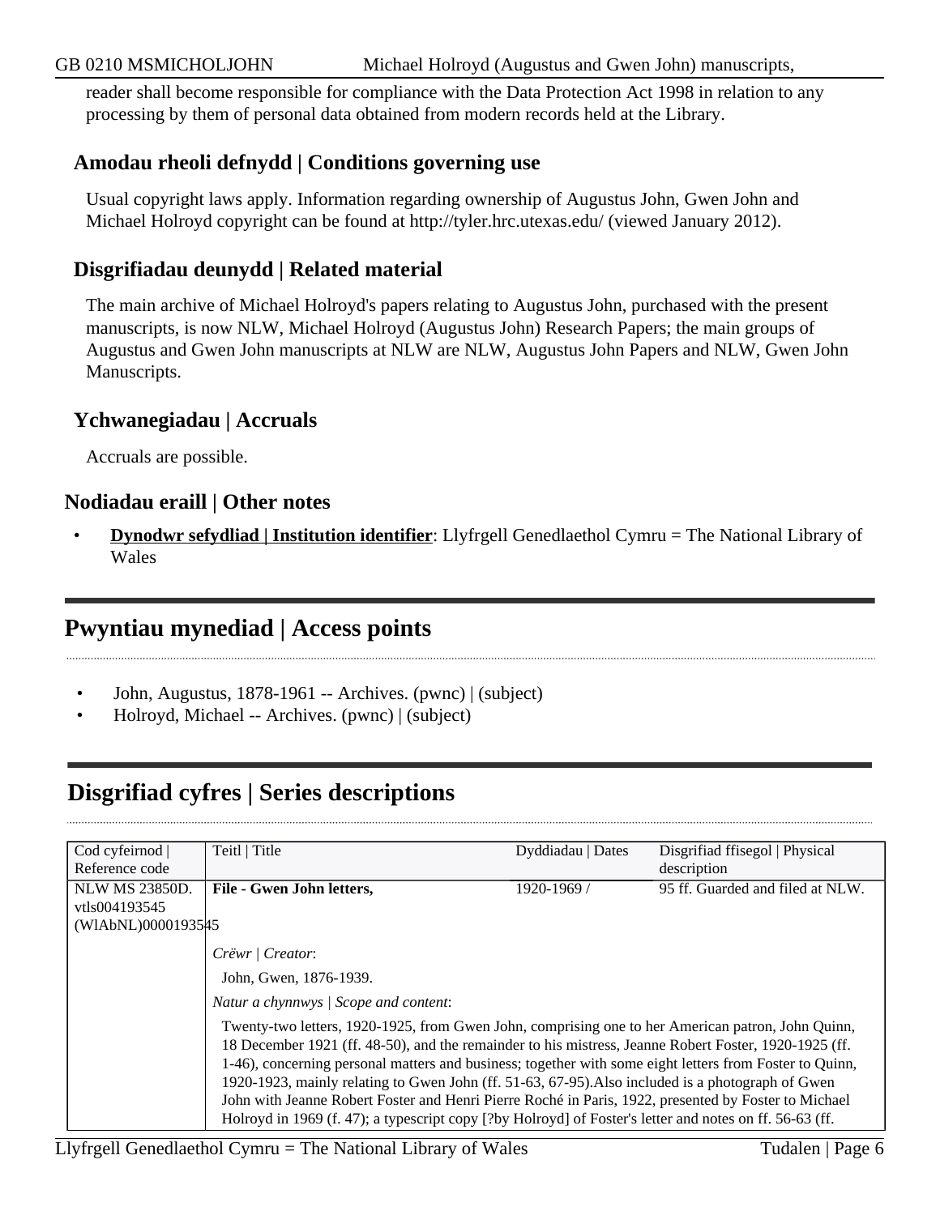reader shall become responsible for compliance with the Data Protection Act 1998 in relation to any processing by them of personal data obtained from modern records held at the Library.

### Amodau rheoli defnydd | Conditions governing use

Usual copyright laws apply. Information regarding ownership of Augustus John, Gwen John and Michael Holroyd copyright can be found at http://tyler.hrc.utexas.edu/ (viewed January 2012).

### Disgrifiadau deunydd | Related material

The main archive of Michael Holroyd's papers relating to Augustus John, purchased with the present manuscripts, is now NLW, Michael Holroyd (Augustus John) Research Papers; the main groups of Augustus and Gwen John manuscripts at NLW are NLW, Augustus John Papers and NLW, Gwen John Manuscripts.

### Ychwanegiadau | Accruals

Accruals are possible.

### Nodiadau eraill | Other notes

- **Dynodwr sefydliad | Institution identifier**: Llyfrgell Genedlaethol Cymru = The National Library of Wales

## Pwyntiau mynediad | Access points

- John, Augustus, 1878-1961 -- Archives. (pwnc) | (subject)
- Holroyd, Michael -- Archives. (pwnc) | (subject)

## Disgrifiad cyfres | Series descriptions

| Cod cyfeirnod \| Reference code | Teitl \| Title | Dyddiadau \| Dates | Disgrifiad ffisegol \| Physical description |
|---|---|---|---|
| NLW MS 23850D. vtls004193545 (WlAbNL)0000193545 | **File - Gwen John letters,** | 1920-1969 / | 95 ff. Guarded and filed at NLW. |
| | *Crëwr \| Creator*: John, Gwen, 1876-1939. *Natur a chynnwys \| Scope and content*: Twenty-two letters, 1920-1925, from Gwen John, comprising one to her American patron, John Quinn, 18 December 1921 (ff. 48-50), and the remainder to his mistress, Jeanne Robert Foster, 1920-1925 (ff. 1-46), concerning personal matters and business; together with some eight letters from Foster to Quinn, 1920-1923, mainly relating to Gwen John (ff. 51-63, 67-95).Also included is a photograph of Gwen John with Jeanne Robert Foster and Henri Pierre Roché in Paris, 1922, presented by Foster to Michael Holroyd in 1969 (f. 47); a typescript copy [?by Holroyd] of Foster's letter and notes on ff. 56-63 (ff. | | |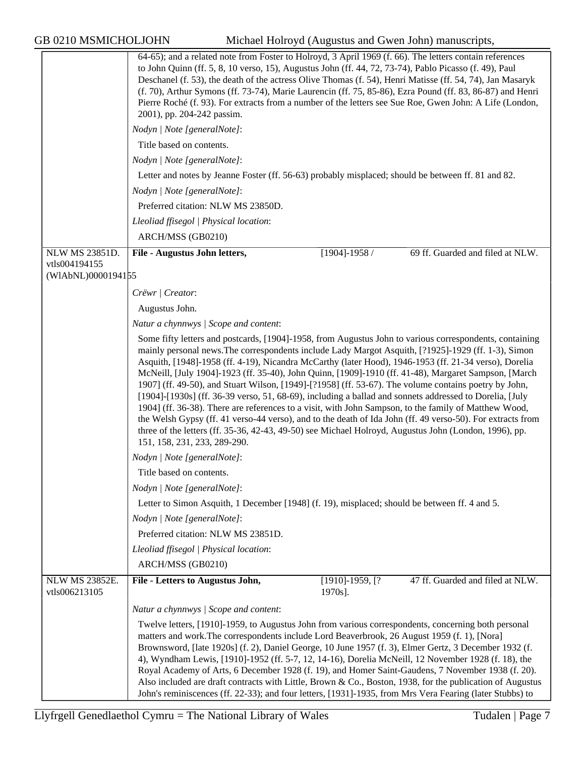64-65); and a related note from Foster to Holroyd, 3 April 1969 (f. 66). The letters contain references to John Quinn (ff. 5, 8, 10 verso, 15), Augustus John (ff. 44, 72, 73-74), Pablo Picasso (f. 49), Paul Deschanel (f. 53), the death of the actress Olive Thomas (f. 54), Henri Matisse (ff. 54, 74), Jan Masaryk (f. 70), Arthur Symons (ff. 73-74), Marie Laurencin (ff. 75, 85-86), Ezra Pound (ff. 83, 86-87) and Henri Pierre Roché (f. 93). For extracts from a number of the letters see Sue Roe, Gwen John: A Life (London, 2001), pp. 204-242 passim.

*Nodyn | Note [generalNote]*:

Title based on contents.

*Nodyn | Note [generalNote]*:

Letter and notes by Jeanne Foster (ff. 56-63) probably misplaced; should be between ff. 81 and 82.

*Nodyn | Note [generalNote]*:

Preferred citation: NLW MS 23850D.

*Lleoliad ffisegol | Physical location*:

ARCH/MSS (GB0210)

---

NLW MS 23851D.
vtls004194155
(WlAbNL)0000194155

**File - Augustus John letters,** [1904]-1958 / 69 ff. Guarded and filed at NLW.

*Crëwr | Creator*:

Augustus John.

*Natur a chynnwys | Scope and content*:

Some fifty letters and postcards, [1904]-1958, from Augustus John to various correspondents, containing mainly personal news.The correspondents include Lady Margot Asquith, [?1925]-1929 (ff. 1-3), Simon Asquith, [1948]-1958 (ff. 4-19), Nicandra McCarthy (later Hood), 1946-1953 (ff. 21-34 verso), Dorelia McNeill, [July 1904]-1923 (ff. 35-40), John Quinn, [1909]-1910 (ff. 41-48), Margaret Sampson, [March 1907] (ff. 49-50), and Stuart Wilson, [1949]-[?1958] (ff. 53-67). The volume contains poetry by John, [1904]-[1930s] (ff. 36-39 verso, 51, 68-69), including a ballad and sonnets addressed to Dorelia, [July 1904] (ff. 36-38). There are references to a visit, with John Sampson, to the family of Matthew Wood, the Welsh Gypsy (ff. 41 verso-44 verso), and to the death of Ida John (ff. 49 verso-50). For extracts from three of the letters (ff. 35-36, 42-43, 49-50) see Michael Holroyd, Augustus John (London, 1996), pp. 151, 158, 231, 233, 289-290.

*Nodyn | Note [generalNote]*:

Title based on contents.

*Nodyn | Note [generalNote]*:

Letter to Simon Asquith, 1 December [1948] (f. 19), misplaced; should be between ff. 4 and 5.

*Nodyn | Note [generalNote]*:

Preferred citation: NLW MS 23851D.

*Lleoliad ffisegol | Physical location*:

ARCH/MSS (GB0210)

---

NLW MS 23852E.
vtls006213105

**File - Letters to Augustus John,** [1910]-1959, [?1970s]. 47 ff. Guarded and filed at NLW.

*Natur a chynnwys | Scope and content*:

Twelve letters, [1910]-1959, to Augustus John from various correspondents, concerning both personal matters and work.The correspondents include Lord Beaverbrook, 26 August 1959 (f. 1), [Nora] Brownsword, [late 1920s] (f. 2), Daniel George, 10 June 1957 (f. 3), Elmer Gertz, 3 December 1932 (f. 4), Wyndham Lewis, [1910]-1952 (ff. 5-7, 12, 14-16), Dorelia McNeill, 12 November 1928 (f. 18), the Royal Academy of Arts, 6 December 1928 (f. 19), and Homer Saint-Gaudens, 7 November 1938 (f. 20). Also included are draft contracts with Little, Brown & Co., Boston, 1938, for the publication of Augustus John's reminiscences (ff. 22-33); and four letters, [1931]-1935, from Mrs Vera Fearing (later Stubbs) to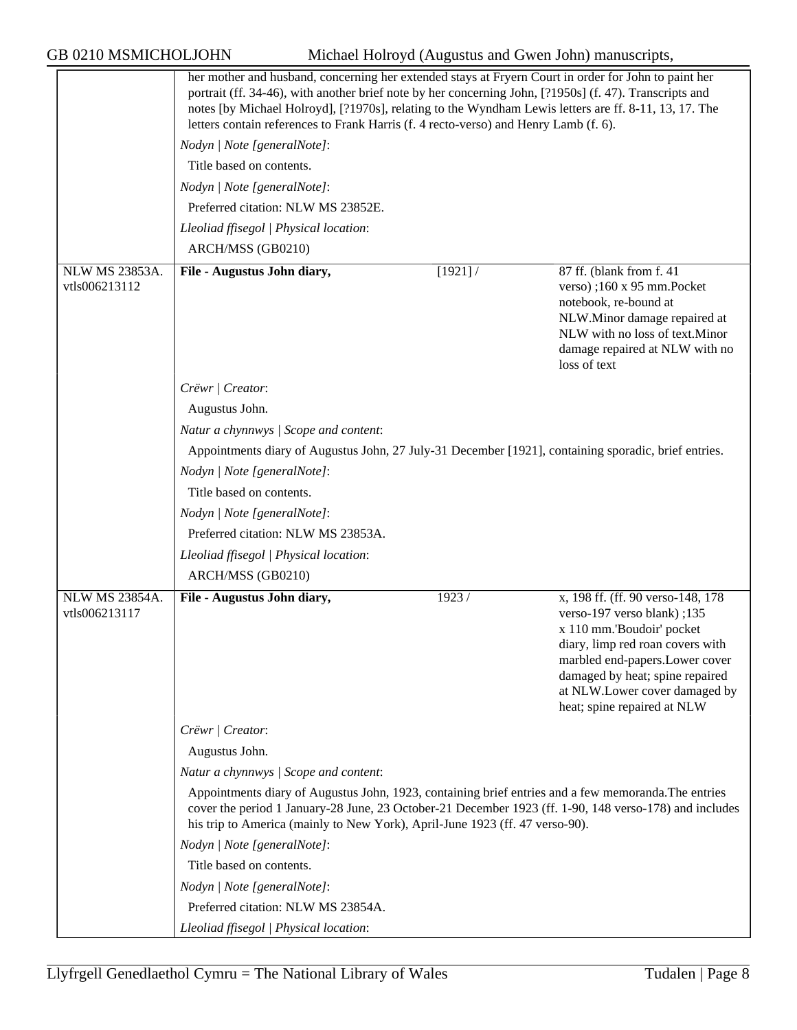her mother and husband, concerning her extended stays at Fryern Court in order for John to paint her portrait (ff. 34-46), with another brief note by her concerning John, [?1950s] (f. 47). Transcripts and notes [by Michael Holroyd], [?1970s], relating to the Wyndham Lewis letters are ff. 8-11, 13, 17. The letters contain references to Frank Harris (f. 4 recto-verso) and Henry Lamb (f. 6).

*Nodyn | Note [generalNote]*:

Title based on contents.

*Nodyn | Note [generalNote]*:

Preferred citation: NLW MS 23852E.

*Lleoliad ffisegol | Physical location*:

ARCH/MSS (GB0210)

| | | | |
|---|---|---|---|
| NLW MS 23853A. vtls006213112 | **File - Augustus John diary,** | [1921] / | 87 ff. (blank from f. 41 verso) ;160 x 95 mm.Pocket notebook, re-bound at NLW.Minor damage repaired at NLW with no loss of text.Minor damage repaired at NLW with no loss of text |

*Crëwr | Creator*:

Augustus John.

*Natur a chynnwys | Scope and content*:

Appointments diary of Augustus John, 27 July-31 December [1921], containing sporadic, brief entries.

*Nodyn | Note [generalNote]*:

Title based on contents.

*Nodyn | Note [generalNote]*:

Preferred citation: NLW MS 23853A.

*Lleoliad ffisegol | Physical location*:

ARCH/MSS (GB0210)

| | | | |
|---|---|---|---|
| NLW MS 23854A. vtls006213117 | **File - Augustus John diary,** | 1923 / | x, 198 ff. (ff. 90 verso-148, 178 verso-197 verso blank) ;135 x 110 mm.'Boudoir' pocket diary, limp red roan covers with marbled end-papers.Lower cover damaged by heat; spine repaired at NLW.Lower cover damaged by heat; spine repaired at NLW |

*Crëwr | Creator*:

Augustus John.

*Natur a chynnwys | Scope and content*:

Appointments diary of Augustus John, 1923, containing brief entries and a few memoranda.The entries cover the period 1 January-28 June, 23 October-21 December 1923 (ff. 1-90, 148 verso-178) and includes his trip to America (mainly to New York), April-June 1923 (ff. 47 verso-90).

*Nodyn | Note [generalNote]*:

Title based on contents.

*Nodyn | Note [generalNote]*:

Preferred citation: NLW MS 23854A.

*Lleoliad ffisegol | Physical location*: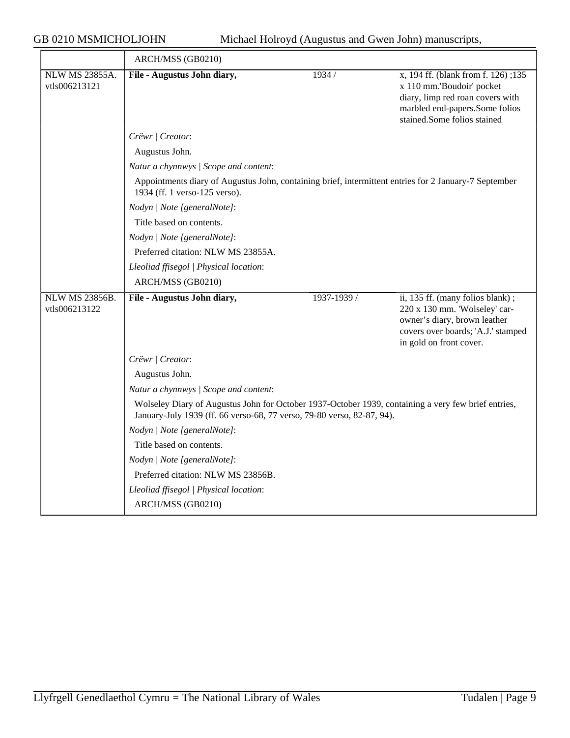| | | | |
|---|---|---|---|
| | ARCH/MSS (GB0210) | | |
| NLW MS 23855A. vtls006213121 | **File - Augustus John diary,** | 1934 / | x, 194 ff. (blank from f. 126) ;135 x 110 mm.'Boudoir' pocket diary, limp red roan covers with marbled end-papers.Some folios stained.Some folios stained |
| | *Crëwr \| Creator*:<br>Augustus John.<br>*Natur a chynnwys \| Scope and content*:<br>Appointments diary of Augustus John, containing brief, intermittent entries for 2 January-7 September 1934 (ff. 1 verso-125 verso).<br>*Nodyn \| Note [generalNote]*:<br>Title based on contents.<br>*Nodyn \| Note [generalNote]*:<br>Preferred citation: NLW MS 23855A.<br>*Lleoliad ffisegol \| Physical location*:<br>ARCH/MSS (GB0210) | | |
| NLW MS 23856B. vtls006213122 | **File - Augustus John diary,** | 1937-1939 / | ii, 135 ff. (many folios blank) ; 220 x 130 mm. 'Wolseley' car-owner's diary, brown leather covers over boards; 'A.J.' stamped in gold on front cover. |
| | *Crëwr \| Creator*:<br>Augustus John.<br>*Natur a chynnwys \| Scope and content*:<br>Wolseley Diary of Augustus John for October 1937-October 1939, containing a very few brief entries, January-July 1939 (ff. 66 verso-68, 77 verso, 79-80 verso, 82-87, 94).<br>*Nodyn \| Note [generalNote]*:<br>Title based on contents.<br>*Nodyn \| Note [generalNote]*:<br>Preferred citation: NLW MS 23856B.<br>*Lleoliad ffisegol \| Physical location*:<br>ARCH/MSS (GB0210) | | |